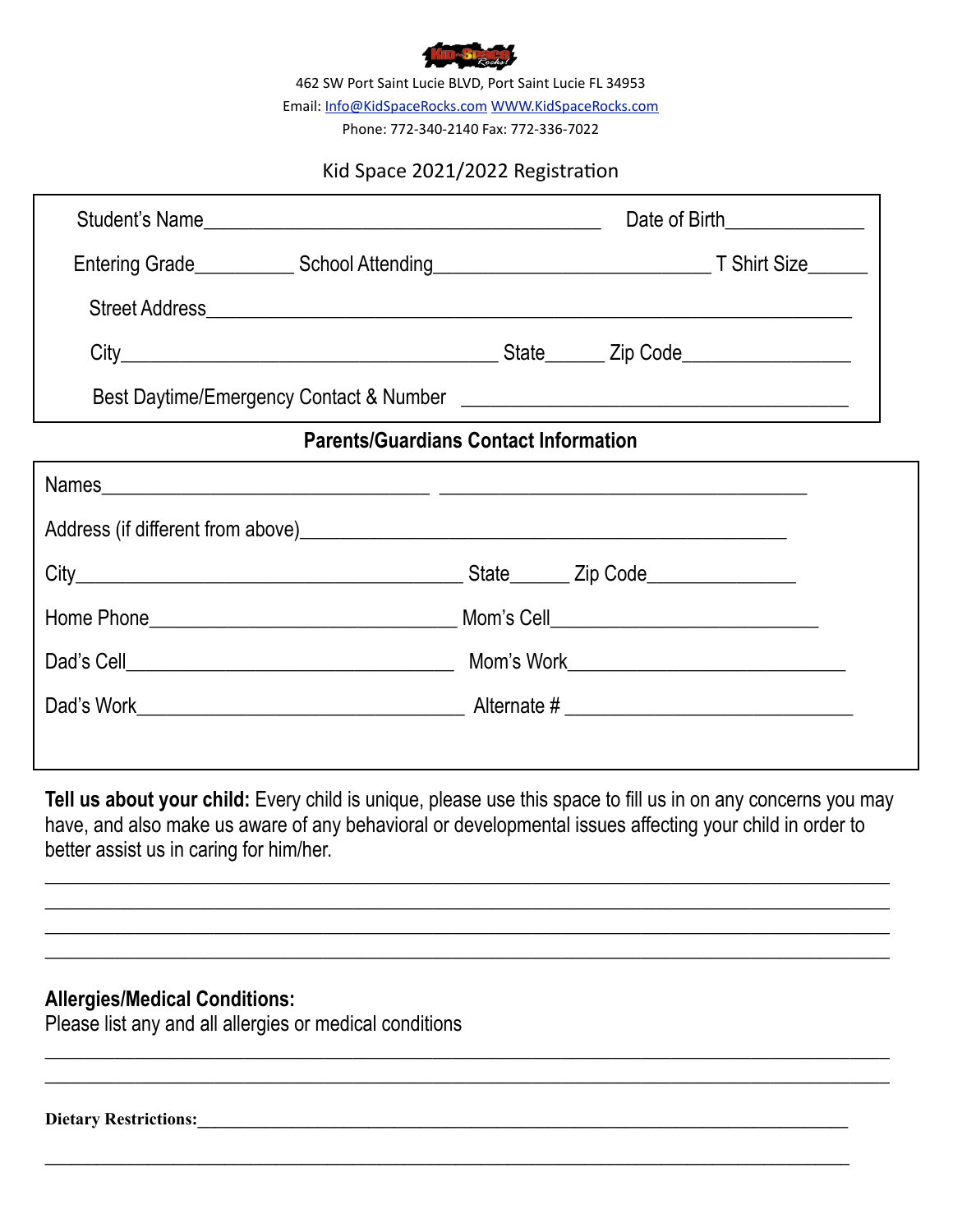462 SW Port Saint Lucie BLVD, Port Saint Lucie FL 34953

Email: Info@KidSpaceRocks.com WWW.KidSpaceRocks.com

Phone: 772-340-2140 Fax: 772-336-7022

## Kid Space 2021/2022 Registration

Student's Name________________________________________ Date of Birth_____________

Entering Grade_________ School Attending___________________________ T Shirt Size______

Street Address_______________________________________________________________

City____________________________________ State_____ Zip Code_______________

Best Daytime/Emergency Contact & Number ______________________________________

### Parents/Guardians Contact Information

Names_______________________________ ____________________________________

Address (if different from above)________________________________________________

City______________________________________ State_____ Zip Code_____________

Home Phone______________________________ Mom's Cell__________________________

Dad's Cell________________________________ Mom's Work__________________________

Dad's Work_______________________________ Alternate # ___________________________

**Tell us about your child:** Every child is unique, please use this space to fill us in on any concerns you may have, and also make us aware of any behavioral or developmental issues affecting your child in order to better assist us in caring for him/her.

______________________________________________________________________________

______________________________________________________________________________

______________________________________________________________________________

______________________________________________________________________________

**Allergies/Medical Conditions:**

Please list any and all allergies or medical conditions

______________________________________________________________________________

______________________________________________________________________________

**Dietary Restrictions:**_________________________________________________________

______________________________________________________________________________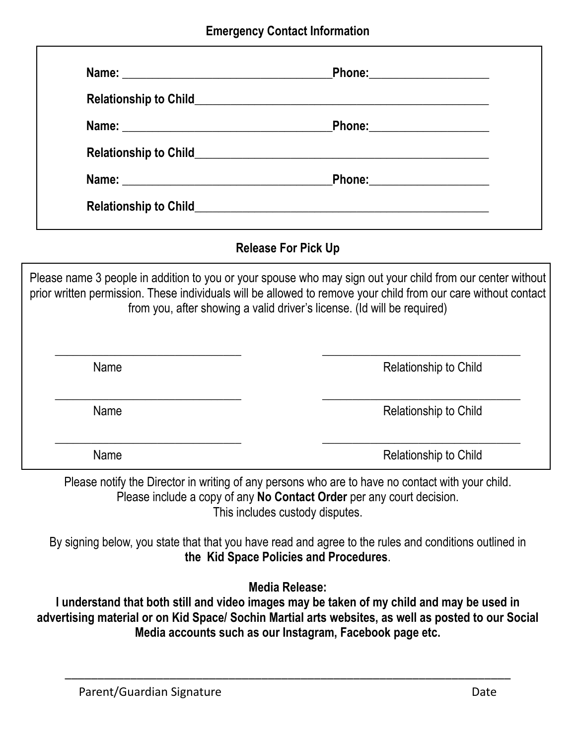## Emergency Contact Information

**Name:** ________________________________ **Phone:** ____________________

**Relationship to Child** ______________________________________________

**Name:** ________________________________ **Phone:** ____________________

**Relationship to Child** ______________________________________________

**Name:** ________________________________ **Phone:** ____________________

**Relationship to Child** ______________________________________________

## Release For Pick Up

Please name 3 people in addition to you or your spouse who may sign out your child from our center without prior written permission. These individuals will be allowed to remove your child from our care without contact from you, after showing a valid driver's license. (Id will be required)

| Name | Relationship to Child |
| --- | --- |
| ____________________ | ____________________ |
| ____________________ | ____________________ |
| ____________________ | ____________________ |

Please notify the Director in writing of any persons who are to have no contact with your child.
Please include a copy of any **No Contact Order** per any court decision.
This includes custody disputes.

By signing below, you state that that you have read and agree to the rules and conditions outlined in **the Kid Space Policies and Procedures**.

**Media Release:**
**I understand that both still and video images may be taken of my child and may be used in advertising material or on Kid Space/ Sochin Martial arts websites, as well as posted to our Social Media accounts such as our Instagram, Facebook page etc.**

______________________________________________________________________

Parent/Guardian Signature Date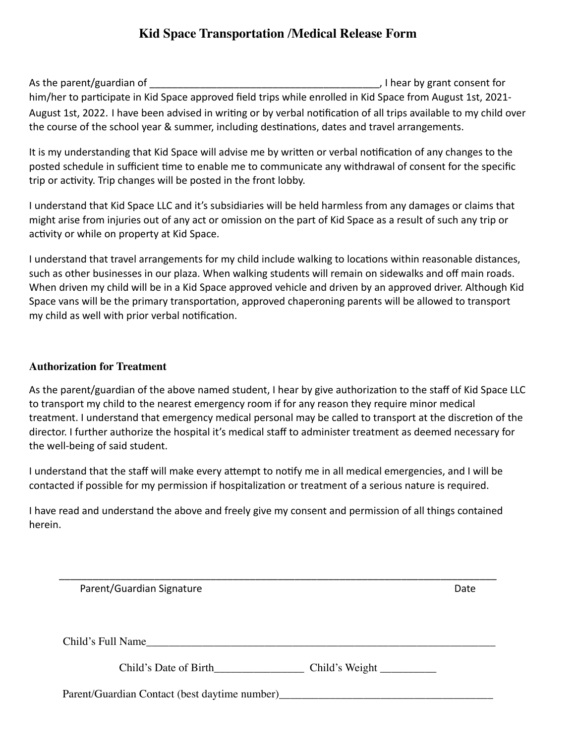# Kid Space Transportation /Medical Release Form

As the parent/guardian of __________________________________________, I hear by grant consent for him/her to participate in Kid Space approved field trips while enrolled in Kid Space from August 1st, 2021- August 1st, 2022. I have been advised in writing or by verbal notification of all trips available to my child over the course of the school year & summer, including destinations, dates and travel arrangements.

It is my understanding that Kid Space will advise me by written or verbal notification of any changes to the posted schedule in sufficient time to enable me to communicate any withdrawal of consent for the specific trip or activity. Trip changes will be posted in the front lobby.

I understand that Kid Space LLC and it's subsidiaries will be held harmless from any damages or claims that might arise from injuries out of any act or omission on the part of Kid Space as a result of such any trip or activity or while on property at Kid Space.

I understand that travel arrangements for my child include walking to locations within reasonable distances, such as other businesses in our plaza. When walking students will remain on sidewalks and off main roads. When driven my child will be in a Kid Space approved vehicle and driven by an approved driver. Although Kid Space vans will be the primary transportation, approved chaperoning parents will be allowed to transport my child as well with prior verbal notification.

## Authorization for Treatment

As the parent/guardian of the above named student, I hear by give authorization to the staff of Kid Space LLC to transport my child to the nearest emergency room if for any reason they require minor medical treatment. I understand that emergency medical personal may be called to transport at the discretion of the director. I further authorize the hospital it's medical staff to administer treatment as deemed necessary for the well-being of said student.

I understand that the staff will make every attempt to notify me in all medical emergencies, and I will be contacted if possible for my permission if hospitalization or treatment of a serious nature is required.

I have read and understand the above and freely give my consent and permission of all things contained herein.

______________________________________________________________________________

Parent/Guardian Signature                                                                                    Date

Child's Full Name_________________________________________________________________

Child's Date of Birth_______________ Child's Weight __________

Parent/Guardian Contact (best daytime number)_____________________________________